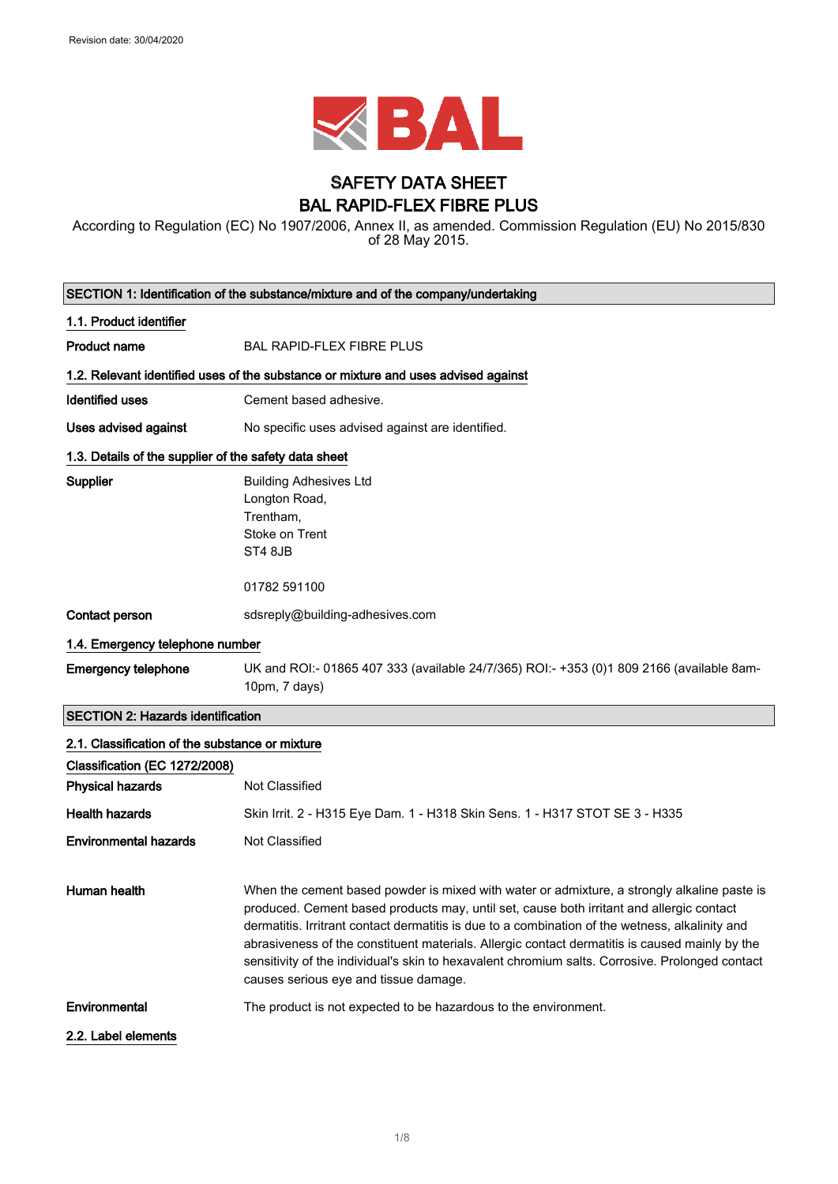Revision date: 30/04/2020

# SAFETY DATA SHEET
# BAL RAPID-FLEX FIBRE PLUS

According to Regulation (EC) No 1907/2006, Annex II, as amended. Commission Regulation (EU) No 2015/830 of 28 May 2015.

## SECTION 1: Identification of the substance/mixture and of the company/undertaking

### 1.1. Product identifier

**Product name** BAL RAPID-FLEX FIBRE PLUS

### 1.2. Relevant identified uses of the substance or mixture and uses advised against

**Identified uses** Cement based adhesive.

**Uses advised against** No specific uses advised against are identified.

### 1.3. Details of the supplier of the safety data sheet

**Supplier**
Building Adhesives Ltd
Longton Road,
Trentham,
Stoke on Trent
ST4 8JB

01782 591100

**Contact person** sdsreply@building-adhesives.com

### 1.4. Emergency telephone number

**Emergency telephone** UK and ROI:- 01865 407 333 (available 24/7/365) ROI:- +353 (0)1 809 2166 (available 8am-10pm, 7 days)

## SECTION 2: Hazards identification

### 2.1. Classification of the substance or mixture

**Classification (EC 1272/2008)**

**Physical hazards** Not Classified

**Health hazards** Skin Irrit. 2 - H315 Eye Dam. 1 - H318 Skin Sens. 1 - H317 STOT SE 3 - H335

**Environmental hazards** Not Classified

**Human health** When the cement based powder is mixed with water or admixture, a strongly alkaline paste is produced. Cement based products may, until set, cause both irritant and allergic contact dermatitis. Irritant contact dermatitis is due to a combination of the wetness, alkalinity and abrasiveness of the constituent materials. Allergic contact dermatitis is caused mainly by the sensitivity of the individual's skin to hexavalent chromium salts. Corrosive. Prolonged contact causes serious eye and tissue damage.

**Environmental** The product is not expected to be hazardous to the environment.

### 2.2. Label elements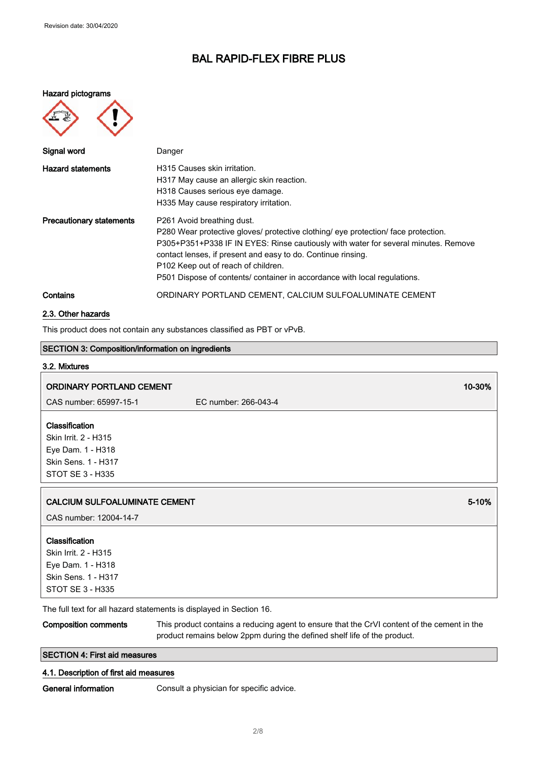Revision date: 30/04/2020

# BAL RAPID-FLEX FIBRE PLUS

**Hazard pictograms**

| | |
|---|---|
| **Signal word** | Danger |
| **Hazard statements** | H315 Causes skin irritation.<br>H317 May cause an allergic skin reaction.<br>H318 Causes serious eye damage.<br>H335 May cause respiratory irritation. |
| **Precautionary statements** | P261 Avoid breathing dust.<br>P280 Wear protective gloves/ protective clothing/ eye protection/ face protection.<br>P305+P351+P338 IF IN EYES: Rinse cautiously with water for several minutes. Remove contact lenses, if present and easy to do. Continue rinsing.<br>P102 Keep out of reach of children.<br>P501 Dispose of contents/ container in accordance with local regulations. |
| **Contains** | ORDINARY PORTLAND CEMENT, CALCIUM SULFOALUMINATE CEMENT |

### 2.3. Other hazards

This product does not contain any substances classified as PBT or vPvB.

## SECTION 3: Composition/information on ingredients

### 3.2. Mixtures

**ORDINARY PORTLAND CEMENT** — **10-30%**

CAS number: 65997-15-1 EC number: 266-043-4

**Classification**
Skin Irrit. 2 - H315
Eye Dam. 1 - H318
Skin Sens. 1 - H317
STOT SE 3 - H335

**CALCIUM SULFOALUMINATE CEMENT** — **5-10%**

CAS number: 12004-14-7

**Classification**
Skin Irrit. 2 - H315
Eye Dam. 1 - H318
Skin Sens. 1 - H317
STOT SE 3 - H335

The full text for all hazard statements is displayed in Section 16.

**Composition comments** This product contains a reducing agent to ensure that the CrVI content of the cement in the product remains below 2ppm during the defined shelf life of the product.

## SECTION 4: First aid measures

### 4.1. Description of first aid measures

**General information** Consult a physician for specific advice.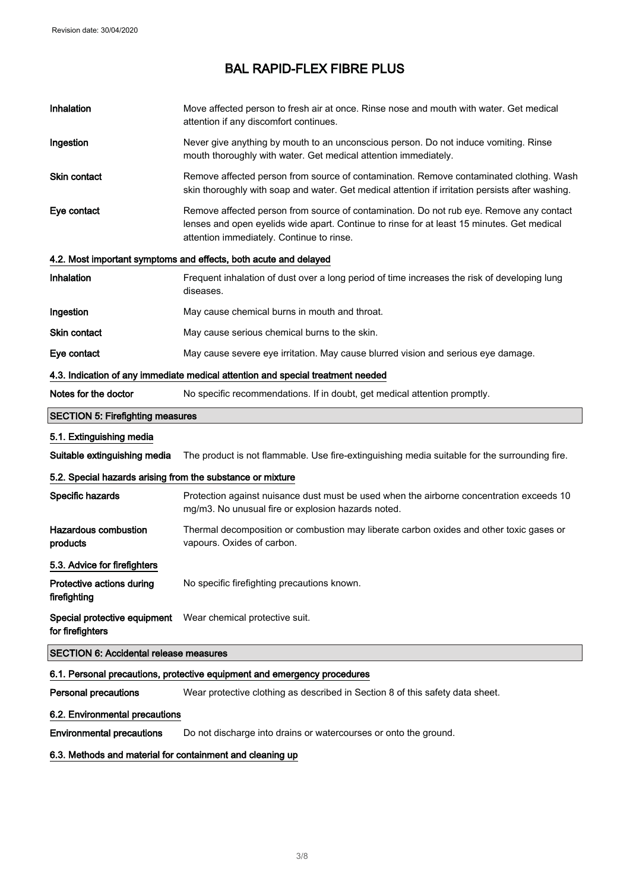| | |
|---|---|
| **Inhalation** | Move affected person to fresh air at once. Rinse nose and mouth with water. Get medical attention if any discomfort continues. |
| **Ingestion** | Never give anything by mouth to an unconscious person. Do not induce vomiting. Rinse mouth thoroughly with water. Get medical attention immediately. |
| **Skin contact** | Remove affected person from source of contamination. Remove contaminated clothing. Wash skin thoroughly with soap and water. Get medical attention if irritation persists after washing. |
| **Eye contact** | Remove affected person from source of contamination. Do not rub eye. Remove any contact lenses and open eyelids wide apart. Continue to rinse for at least 15 minutes. Get medical attention immediately. Continue to rinse. |

#### 4.2. Most important symptoms and effects, both acute and delayed

| | |
|---|---|
| **Inhalation** | Frequent inhalation of dust over a long period of time increases the risk of developing lung diseases. |
| **Ingestion** | May cause chemical burns in mouth and throat. |
| **Skin contact** | May cause serious chemical burns to the skin. |
| **Eye contact** | May cause severe eye irritation. May cause blurred vision and serious eye damage. |

#### 4.3. Indication of any immediate medical attention and special treatment needed

| | |
|---|---|
| **Notes for the doctor** | No specific recommendations. If in doubt, get medical attention promptly. |

## SECTION 5: Firefighting measures

#### 5.1. Extinguishing media

| | |
|---|---|
| **Suitable extinguishing media** | The product is not flammable. Use fire-extinguishing media suitable for the surrounding fire. |

#### 5.2. Special hazards arising from the substance or mixture

| | |
|---|---|
| **Specific hazards** | Protection against nuisance dust must be used when the airborne concentration exceeds 10 mg/m3. No unusual fire or explosion hazards noted. |
| **Hazardous combustion products** | Thermal decomposition or combustion may liberate carbon oxides and other toxic gases or vapours. Oxides of carbon. |

#### 5.3. Advice for firefighters

| | |
|---|---|
| **Protective actions during firefighting** | No specific firefighting precautions known. |
| **Special protective equipment for firefighters** | Wear chemical protective suit. |

## SECTION 6: Accidental release measures

#### 6.1. Personal precautions, protective equipment and emergency procedures

| | |
|---|---|
| **Personal precautions** | Wear protective clothing as described in Section 8 of this safety data sheet. |

#### 6.2. Environmental precautions

| | |
|---|---|
| **Environmental precautions** | Do not discharge into drains or watercourses or onto the ground. |

#### 6.3. Methods and material for containment and cleaning up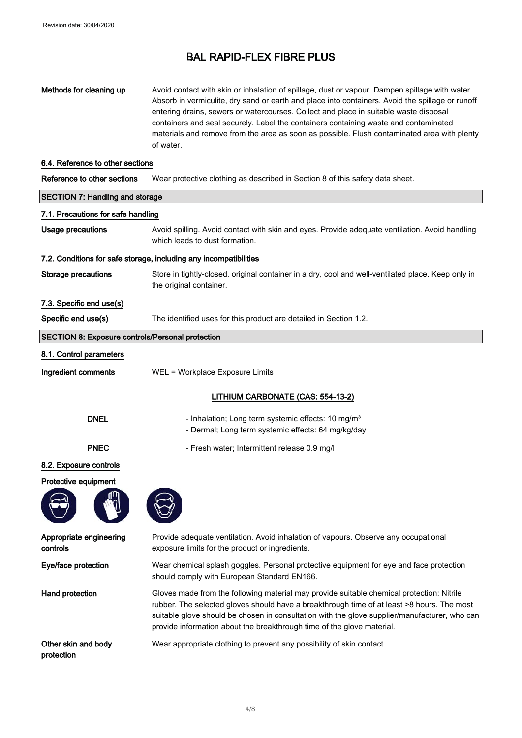**Methods for cleaning up** Avoid contact with skin or inhalation of spillage, dust or vapour. Dampen spillage with water. Absorb in vermiculite, dry sand or earth and place into containers. Avoid the spillage or runoff entering drains, sewers or watercourses. Collect and place in suitable waste disposal containers and seal securely. Label the containers containing waste and contaminated materials and remove from the area as soon as possible. Flush contaminated area with plenty of water.

### 6.4. Reference to other sections

**Reference to other sections** Wear protective clothing as described in Section 8 of this safety data sheet.

## SECTION 7: Handling and storage

### 7.1. Precautions for safe handling

**Usage precautions** Avoid spilling. Avoid contact with skin and eyes. Provide adequate ventilation. Avoid handling which leads to dust formation.

### 7.2. Conditions for safe storage, including any incompatibilities

**Storage precautions** Store in tightly-closed, original container in a dry, cool and well-ventilated place. Keep only in the original container.

### 7.3. Specific end use(s)

**Specific end use(s)** The identified uses for this product are detailed in Section 1.2.

## SECTION 8: Exposure controls/Personal protection

### 8.1. Control parameters

**Ingredient comments** WEL = Workplace Exposure Limits

**LITHIUM CARBONATE (CAS: 554-13-2)**

**DNEL**
- Inhalation; Long term systemic effects: 10 mg/m³
- Dermal; Long term systemic effects: 64 mg/kg/day

**PNEC**
- Fresh water; Intermittent release 0.9 mg/l

### 8.2. Exposure controls

**Protective equipment**

**Appropriate engineering controls** Provide adequate ventilation. Avoid inhalation of vapours. Observe any occupational exposure limits for the product or ingredients.

**Eye/face protection** Wear chemical splash goggles. Personal protective equipment for eye and face protection should comply with European Standard EN166.

**Hand protection** Gloves made from the following material may provide suitable chemical protection: Nitrile rubber. The selected gloves should have a breakthrough time of at least >8 hours. The most suitable glove should be chosen in consultation with the glove supplier/manufacturer, who can provide information about the breakthrough time of the glove material.

**Other skin and body protection** Wear appropriate clothing to prevent any possibility of skin contact.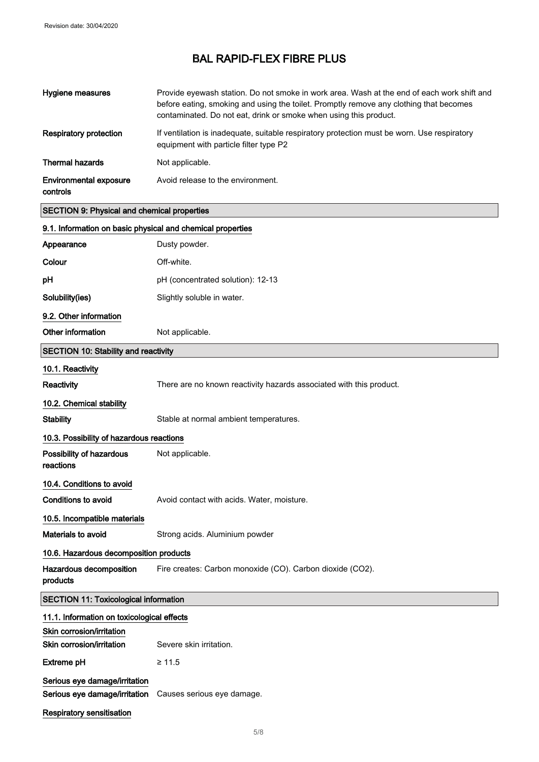| | |
|---|---|
| **Hygiene measures** | Provide eyewash station. Do not smoke in work area. Wash at the end of each work shift and before eating, smoking and using the toilet. Promptly remove any clothing that becomes contaminated. Do not eat, drink or smoke when using this product. |
| **Respiratory protection** | If ventilation is inadequate, suitable respiratory protection must be worn. Use respiratory equipment with particle filter type P2 |
| **Thermal hazards** | Not applicable. |
| **Environmental exposure controls** | Avoid release to the environment. |

## SECTION 9: Physical and chemical properties

### 9.1. Information on basic physical and chemical properties

| | |
|---|---|
| **Appearance** | Dusty powder. |
| **Colour** | Off-white. |
| **pH** | pH (concentrated solution): 12-13 |
| **Solubility(ies)** | Slightly soluble in water. |

### 9.2. Other information

| | |
|---|---|
| **Other information** | Not applicable. |

## SECTION 10: Stability and reactivity

### 10.1. Reactivity

| | |
|---|---|
| **Reactivity** | There are no known reactivity hazards associated with this product. |

### 10.2. Chemical stability

| | |
|---|---|
| **Stability** | Stable at normal ambient temperatures. |

### 10.3. Possibility of hazardous reactions

| | |
|---|---|
| **Possibility of hazardous reactions** | Not applicable. |

### 10.4. Conditions to avoid

| | |
|---|---|
| **Conditions to avoid** | Avoid contact with acids. Water, moisture. |

### 10.5. Incompatible materials

| | |
|---|---|
| **Materials to avoid** | Strong acids. Aluminium powder |

### 10.6. Hazardous decomposition products

| | |
|---|---|
| **Hazardous decomposition products** | Fire creates: Carbon monoxide (CO). Carbon dioxide ($CO_2$). |

## SECTION 11: Toxicological information

### 11.1. Information on toxicological effects

**Skin corrosion/irritation**

| | |
|---|---|
| **Skin corrosion/irritation** | Severe skin irritation. |
| **Extreme pH** | ≥ 11.5 |

**Serious eye damage/irritation**

| | |
|---|---|
| **Serious eye damage/irritation** | Causes serious eye damage. |

**Respiratory sensitisation**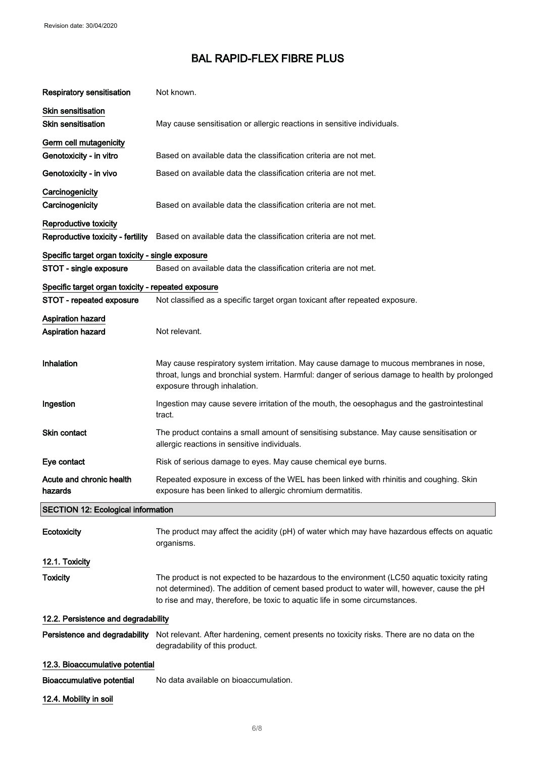| | |
|---|---|
| **Respiratory sensitisation** | Not known. |
| **Skin sensitisation** | |
| **Skin sensitisation** | May cause sensitisation or allergic reactions in sensitive individuals. |
| **Germ cell mutagenicity** | |
| **Genotoxicity - in vitro** | Based on available data the classification criteria are not met. |
| **Genotoxicity - in vivo** | Based on available data the classification criteria are not met. |
| **Carcinogenicity** | |
| **Carcinogenicity** | Based on available data the classification criteria are not met. |
| **Reproductive toxicity** | |
| **Reproductive toxicity - fertility** | Based on available data the classification criteria are not met. |
| **Specific target organ toxicity - single exposure** | |
| **STOT - single exposure** | Based on available data the classification criteria are not met. |
| **Specific target organ toxicity - repeated exposure** | |
| **STOT - repeated exposure** | Not classified as a specific target organ toxicant after repeated exposure. |
| **Aspiration hazard** | |
| **Aspiration hazard** | Not relevant. |
| **Inhalation** | May cause respiratory system irritation. May cause damage to mucous membranes in nose, throat, lungs and bronchial system. Harmful: danger of serious damage to health by prolonged exposure through inhalation. |
| **Ingestion** | Ingestion may cause severe irritation of the mouth, the oesophagus and the gastrointestinal tract. |
| **Skin contact** | The product contains a small amount of sensitising substance. May cause sensitisation or allergic reactions in sensitive individuals. |
| **Eye contact** | Risk of serious damage to eyes. May cause chemical eye burns. |
| **Acute and chronic health hazards** | Repeated exposure in excess of the WEL has been linked with rhinitis and coughing. Skin exposure has been linked to allergic chromium dermatitis. |

## SECTION 12: Ecological information

| | |
|---|---|
| **Ecotoxicity** | The product may affect the acidity (pH) of water which may have hazardous effects on aquatic organisms. |

### 12.1. Toxicity

| | |
|---|---|
| **Toxicity** | The product is not expected to be hazardous to the environment (LC50 aquatic toxicity rating not determined). The addition of cement based product to water will, however, cause the pH to rise and may, therefore, be toxic to aquatic life in some circumstances. |

### 12.2. Persistence and degradability

| | |
|---|---|
| **Persistence and degradability** | Not relevant. After hardening, cement presents no toxicity risks. There are no data on the degradability of this product. |

### 12.3. Bioaccumulative potential

| | |
|---|---|
| **Bioaccumulative potential** | No data available on bioaccumulation. |

### 12.4. Mobility in soil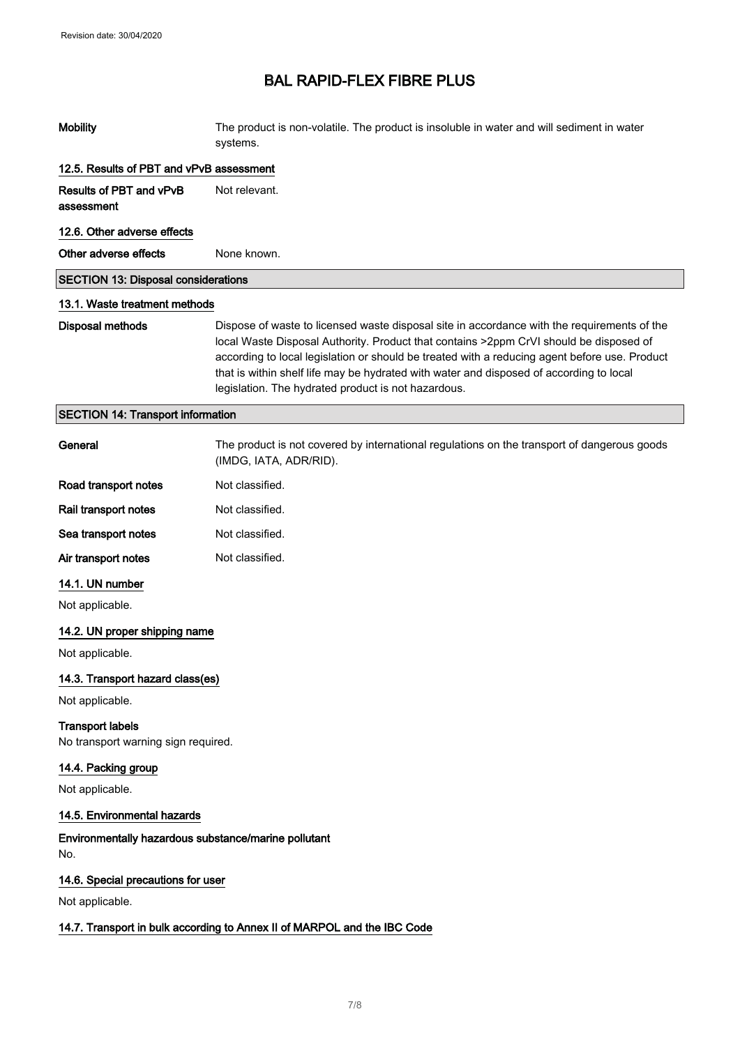| | |
|---|---|
| **Mobility** | The product is non-volatile. The product is insoluble in water and will sediment in water systems. |

### 12.5. Results of PBT and vPvB assessment

| | |
|---|---|
| **Results of PBT and vPvB assessment** | Not relevant. |

### 12.6. Other adverse effects

| | |
|---|---|
| **Other adverse effects** | None known. |

## SECTION 13: Disposal considerations

### 13.1. Waste treatment methods

| | |
|---|---|
| **Disposal methods** | Dispose of waste to licensed waste disposal site in accordance with the requirements of the local Waste Disposal Authority. Product that contains >2ppm CrVI should be disposed of according to local legislation or should be treated with a reducing agent before use. Product that is within shelf life may be hydrated with water and disposed of according to local legislation. The hydrated product is not hazardous. |

## SECTION 14: Transport information

| | |
|---|---|
| **General** | The product is not covered by international regulations on the transport of dangerous goods (IMDG, IATA, ADR/RID). |
| **Road transport notes** | Not classified. |
| **Rail transport notes** | Not classified. |
| **Sea transport notes** | Not classified. |
| **Air transport notes** | Not classified. |

### 14.1. UN number

Not applicable.

### 14.2. UN proper shipping name

Not applicable.

### 14.3. Transport hazard class(es)

Not applicable.

**Transport labels**

No transport warning sign required.

### 14.4. Packing group

Not applicable.

### 14.5. Environmental hazards

**Environmentally hazardous substance/marine pollutant**

No.

### 14.6. Special precautions for user

Not applicable.

### 14.7. Transport in bulk according to Annex II of MARPOL and the IBC Code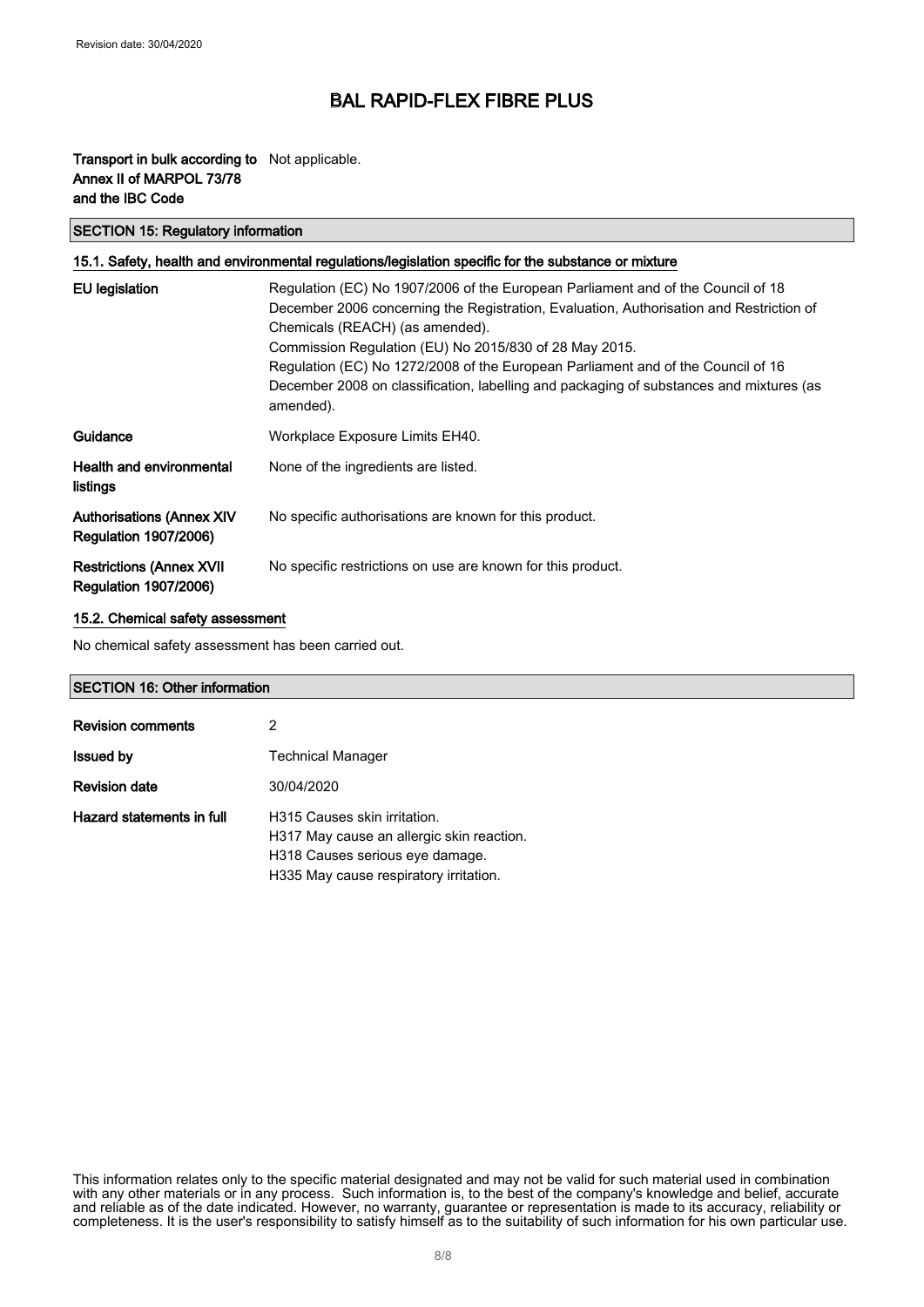**Transport in bulk according to Annex II of MARPOL 73/78 and the IBC Code** Not applicable.

## SECTION 15: Regulatory information

### 15.1. Safety, health and environmental regulations/legislation specific for the substance or mixture

| | |
|---|---|
| **EU legislation** | Regulation (EC) No 1907/2006 of the European Parliament and of the Council of 18 December 2006 concerning the Registration, Evaluation, Authorisation and Restriction of Chemicals (REACH) (as amended).<br>Commission Regulation (EU) No 2015/830 of 28 May 2015.<br>Regulation (EC) No 1272/2008 of the European Parliament and of the Council of 16 December 2008 on classification, labelling and packaging of substances and mixtures (as amended). |
| **Guidance** | Workplace Exposure Limits EH40. |
| **Health and environmental listings** | None of the ingredients are listed. |
| **Authorisations (Annex XIV Regulation 1907/2006)** | No specific authorisations are known for this product. |
| **Restrictions (Annex XVII Regulation 1907/2006)** | No specific restrictions on use are known for this product. |

### 15.2. Chemical safety assessment

No chemical safety assessment has been carried out.

## SECTION 16: Other information

| | |
|---|---|
| **Revision comments** | 2 |
| **Issued by** | Technical Manager |
| **Revision date** | 30/04/2020 |
| **Hazard statements in full** | H315 Causes skin irritation.<br>H317 May cause an allergic skin reaction.<br>H318 Causes serious eye damage.<br>H335 May cause respiratory irritation. |

This information relates only to the specific material designated and may not be valid for such material used in combination with any other materials or in any process. Such information is, to the best of the company's knowledge and belief, accurate and reliable as of the date indicated. However, no warranty, guarantee or representation is made to its accuracy, reliability or completeness. It is the user's responsibility to satisfy himself as to the suitability of such information for his own particular use.